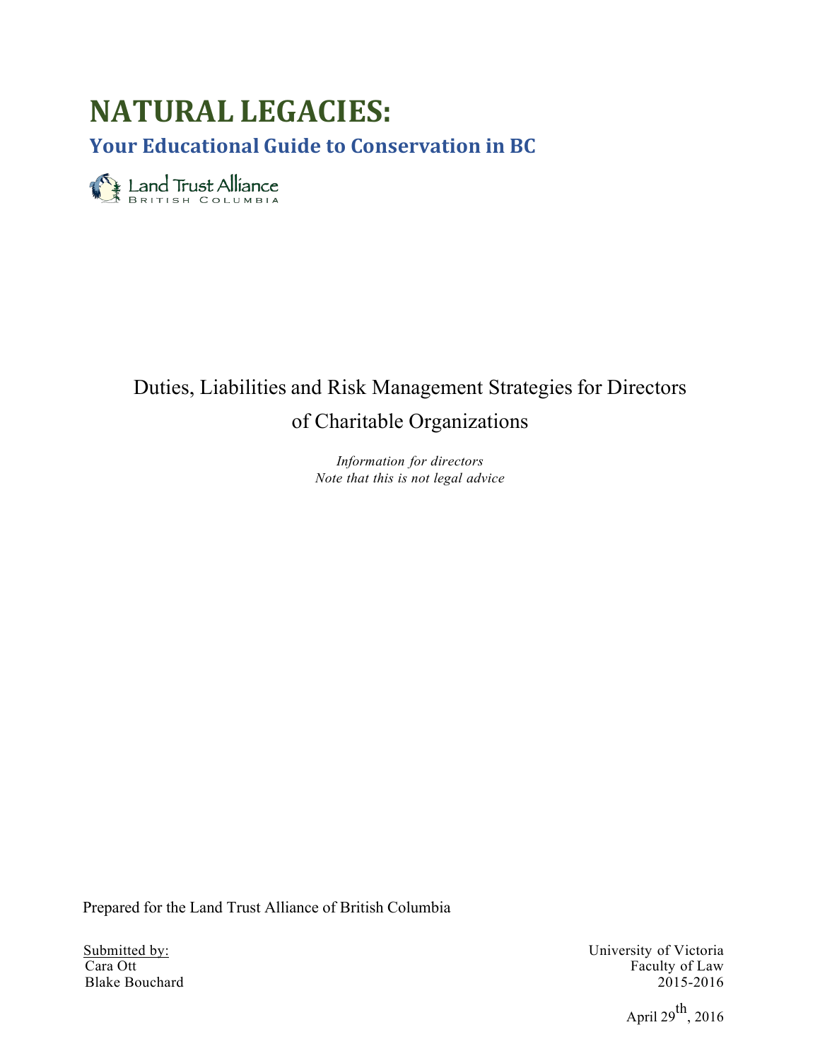# NATURAL LEGACIES:

## Your Educational Guide to Conservation in BC

Land Trust Alliance
BRITISH COLUMBIA

Duties, Liabilities and Risk Management Strategies for Directors of Charitable Organizations

*Information for directors*
*Note that this is not legal advice*

Prepared for the Land Trust Alliance of British Columbia

Submitted by:
Cara Ott
Blake Bouchard

University of Victoria
Faculty of Law
2015-2016

April 29th, 2016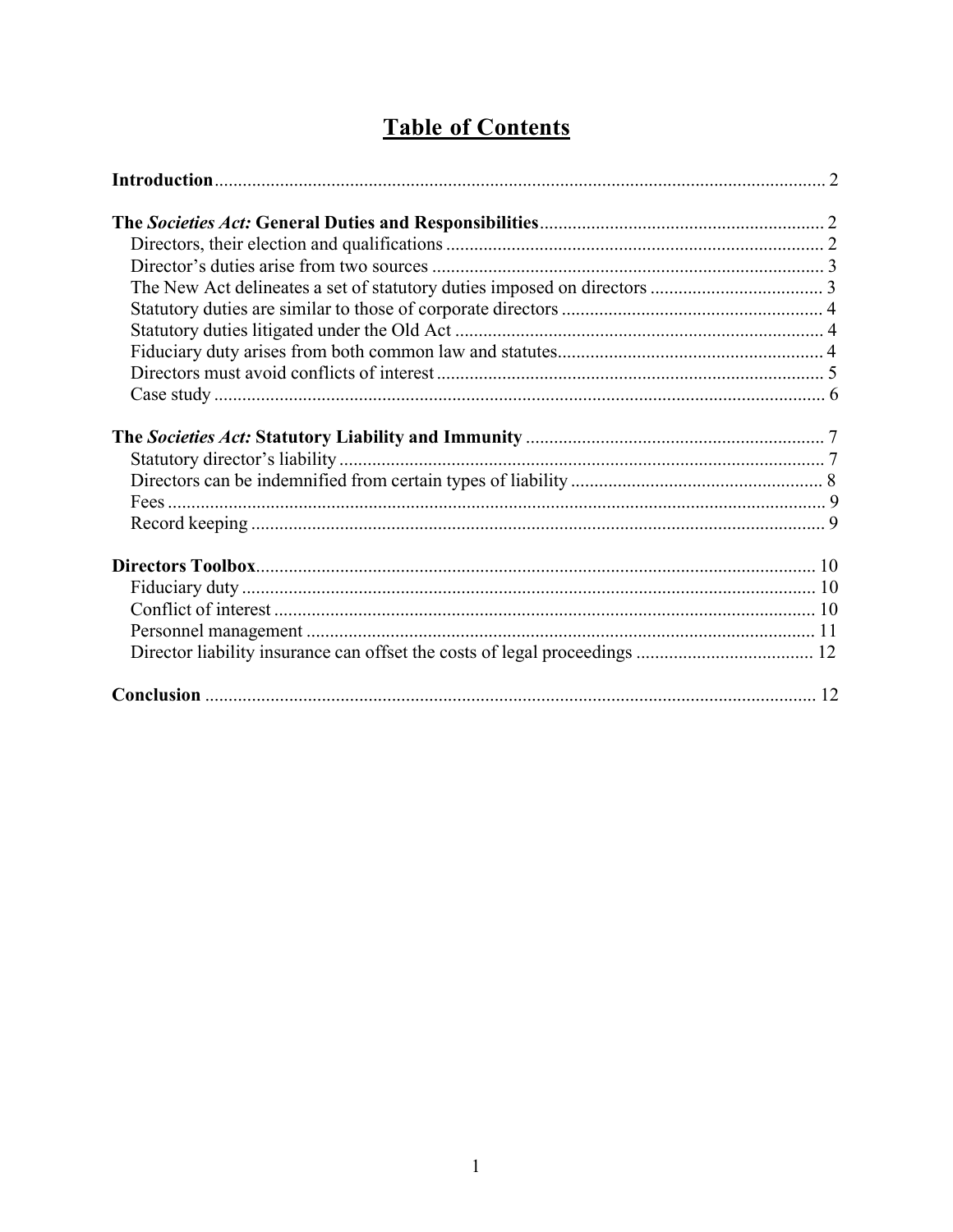# Table of Contents

**Introduction** ..... 2

**The *Societies Act:* General Duties and Responsibilities** ..... 2

- Directors, their election and qualifications ..... 2
- Director's duties arise from two sources ..... 3
- The New Act delineates a set of statutory duties imposed on directors ..... 3
- Statutory duties are similar to those of corporate directors ..... 4
- Statutory duties litigated under the Old Act ..... 4
- Fiduciary duty arises from both common law and statutes ..... 4
- Directors must avoid conflicts of interest ..... 5
- Case study ..... 6

**The *Societies Act:* Statutory Liability and Immunity** ..... 7

- Statutory director's liability ..... 7
- Directors can be indemnified from certain types of liability ..... 8
- Fees ..... 9
- Record keeping ..... 9

**Directors Toolbox** ..... 10

- Fiduciary duty ..... 10
- Conflict of interest ..... 10
- Personnel management ..... 11
- Director liability insurance can offset the costs of legal proceedings ..... 12

**Conclusion** ..... 12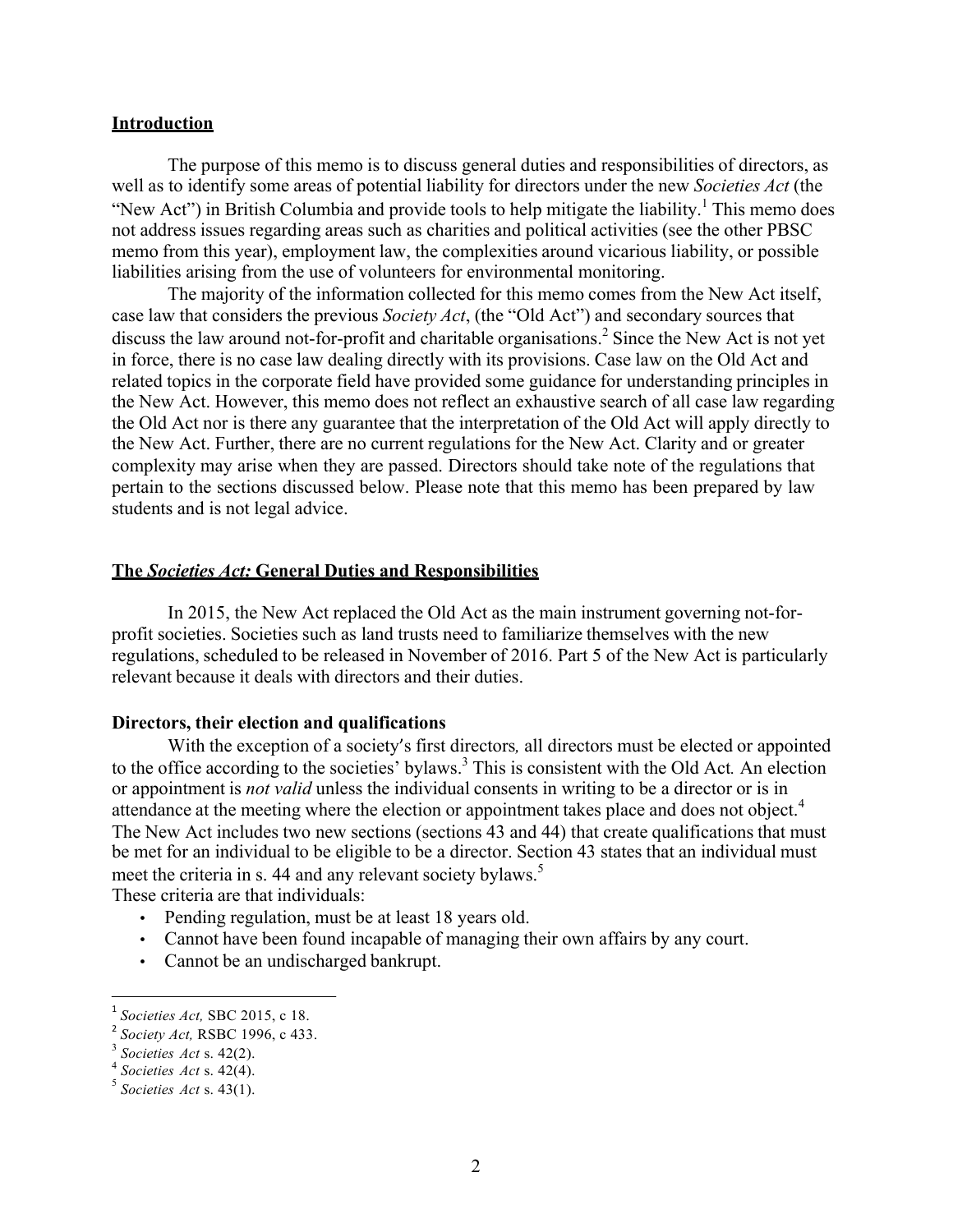## Introduction

The purpose of this memo is to discuss general duties and responsibilities of directors, as well as to identify some areas of potential liability for directors under the new *Societies Act* (the "New Act") in British Columbia and provide tools to help mitigate the liability.[1] This memo does not address issues regarding areas such as charities and political activities (see the other PBSC memo from this year), employment law, the complexities around vicarious liability, or possible liabilities arising from the use of volunteers for environmental monitoring.

The majority of the information collected for this memo comes from the New Act itself, case law that considers the previous *Society Act*, (the "Old Act") and secondary sources that discuss the law around not-for-profit and charitable organisations.[2] Since the New Act is not yet in force, there is no case law dealing directly with its provisions. Case law on the Old Act and related topics in the corporate field have provided some guidance for understanding principles in the New Act. However, this memo does not reflect an exhaustive search of all case law regarding the Old Act nor is there any guarantee that the interpretation of the Old Act will apply directly to the New Act. Further, there are no current regulations for the New Act. Clarity and or greater complexity may arise when they are passed. Directors should take note of the regulations that pertain to the sections discussed below. Please note that this memo has been prepared by law students and is not legal advice.

## The *Societies Act:* General Duties and Responsibilities

In 2015, the New Act replaced the Old Act as the main instrument governing not-for-profit societies. Societies such as land trusts need to familiarize themselves with the new regulations, scheduled to be released in November of 2016. Part 5 of the New Act is particularly relevant because it deals with directors and their duties.

### Directors, their election and qualifications

With the exception of a society's first directors*,* all directors must be elected or appointed to the office according to the societies' bylaws.[3] This is consistent with the Old Act*.* An election or appointment is *not valid* unless the individual consents in writing to be a director or is in attendance at the meeting where the election or appointment takes place and does not object.[4] The New Act includes two new sections (sections 43 and 44) that create qualifications that must be met for an individual to be eligible to be a director. Section 43 states that an individual must meet the criteria in s. 44 and any relevant society bylaws.[5]

These criteria are that individuals:

- Pending regulation, must be at least 18 years old.
- Cannot have been found incapable of managing their own affairs by any court.
- Cannot be an undischarged bankrupt.

---

[1] *Societies Act,* SBC 2015, c 18.

[2] *Society Act,* RSBC 1996, c 433.

[3] *Societies Act* s. 42(2).

[4] *Societies Act* s. 42(4).

[5] *Societies Act* s. 43(1).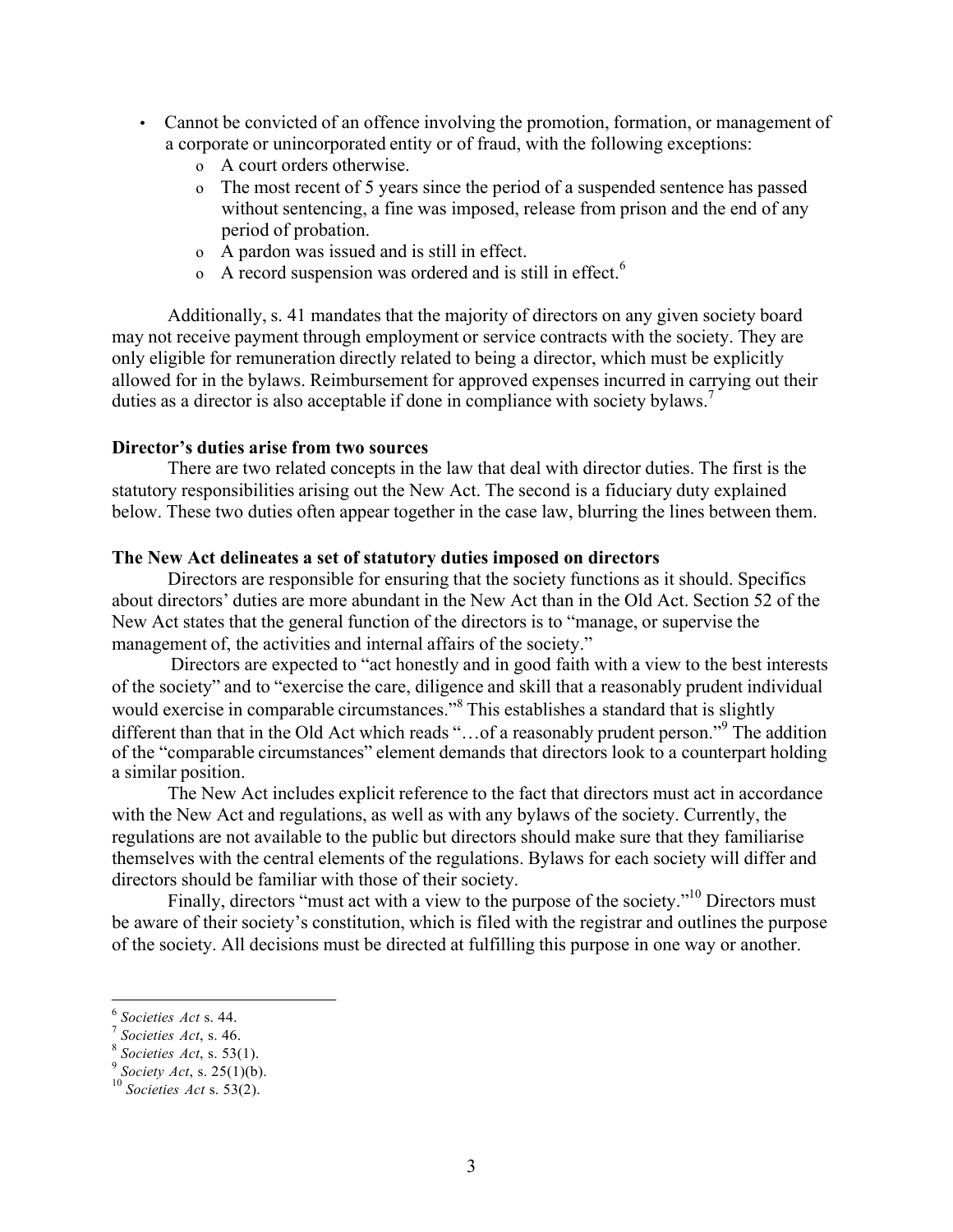- Cannot be convicted of an offence involving the promotion, formation, or management of a corporate or unincorporated entity or of fraud, with the following exceptions:
  - A court orders otherwise.
  - The most recent of 5 years since the period of a suspended sentence has passed without sentencing, a fine was imposed, release from prison and the end of any period of probation.
  - A pardon was issued and is still in effect.
  - A record suspension was ordered and is still in effect.[6]

Additionally, s. 41 mandates that the majority of directors on any given society board may not receive payment through employment or service contracts with the society. They are only eligible for remuneration directly related to being a director, which must be explicitly allowed for in the bylaws. Reimbursement for approved expenses incurred in carrying out their duties as a director is also acceptable if done in compliance with society bylaws.[7]

**Director's duties arise from two sources**

There are two related concepts in the law that deal with director duties. The first is the statutory responsibilities arising out the New Act. The second is a fiduciary duty explained below. These two duties often appear together in the case law, blurring the lines between them.

**The New Act delineates a set of statutory duties imposed on directors**

Directors are responsible for ensuring that the society functions as it should. Specifics about directors' duties are more abundant in the New Act than in the Old Act. Section 52 of the New Act states that the general function of the directors is to "manage, or supervise the management of, the activities and internal affairs of the society."

Directors are expected to "act honestly and in good faith with a view to the best interests of the society" and to "exercise the care, diligence and skill that a reasonably prudent individual would exercise in comparable circumstances."[8] This establishes a standard that is slightly different than that in the Old Act which reads "…of a reasonably prudent person."[9] The addition of the "comparable circumstances" element demands that directors look to a counterpart holding a similar position.

The New Act includes explicit reference to the fact that directors must act in accordance with the New Act and regulations, as well as with any bylaws of the society. Currently, the regulations are not available to the public but directors should make sure that they familiarise themselves with the central elements of the regulations. Bylaws for each society will differ and directors should be familiar with those of their society.

Finally, directors "must act with a view to the purpose of the society."[10] Directors must be aware of their society's constitution, which is filed with the registrar and outlines the purpose of the society. All decisions must be directed at fulfilling this purpose in one way or another.

---

[6] *Societies Act* s. 44.
[7] *Societies Act*, s. 46.
[8] *Societies Act*, s. 53(1).
[9] *Society Act*, s. 25(1)(b).
[10] *Societies Act* s. 53(2).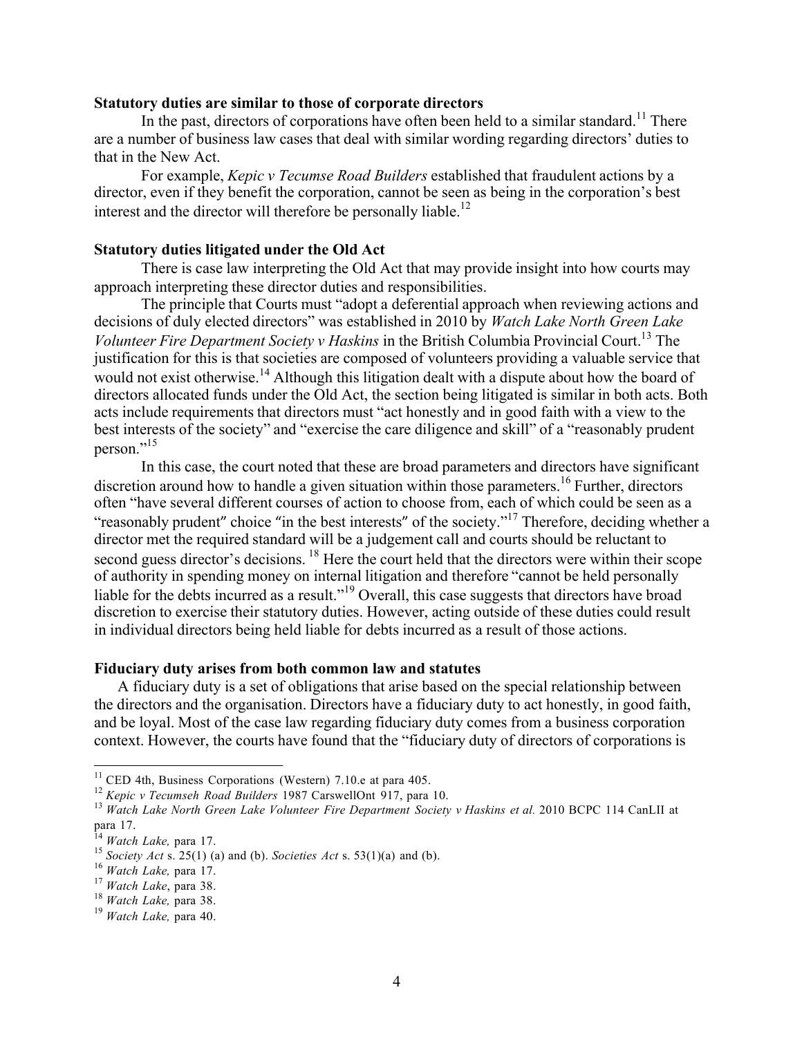**Statutory duties are similar to those of corporate directors**

In the past, directors of corporations have often been held to a similar standard.[11] There are a number of business law cases that deal with similar wording regarding directors' duties to that in the New Act.

For example, *Kepic v Tecumse Road Builders* established that fraudulent actions by a director, even if they benefit the corporation, cannot be seen as being in the corporation's best interest and the director will therefore be personally liable.[12]

**Statutory duties litigated under the Old Act**

There is case law interpreting the Old Act that may provide insight into how courts may approach interpreting these director duties and responsibilities.

The principle that Courts must "adopt a deferential approach when reviewing actions and decisions of duly elected directors" was established in 2010 by *Watch Lake North Green Lake Volunteer Fire Department Society v Haskins* in the British Columbia Provincial Court.[13] The justification for this is that societies are composed of volunteers providing a valuable service that would not exist otherwise.[14] Although this litigation dealt with a dispute about how the board of directors allocated funds under the Old Act, the section being litigated is similar in both acts. Both acts include requirements that directors must "act honestly and in good faith with a view to the best interests of the society" and "exercise the care diligence and skill" of a "reasonably prudent person."[15]

In this case, the court noted that these are broad parameters and directors have significant discretion around how to handle a given situation within those parameters.[16] Further, directors often "have several different courses of action to choose from, each of which could be seen as a "reasonably prudent" choice "in the best interests" of the society."[17] Therefore, deciding whether a director met the required standard will be a judgement call and courts should be reluctant to second guess director's decisions.[18] Here the court held that the directors were within their scope of authority in spending money on internal litigation and therefore "cannot be held personally liable for the debts incurred as a result."[19] Overall, this case suggests that directors have broad discretion to exercise their statutory duties. However, acting outside of these duties could result in individual directors being held liable for debts incurred as a result of those actions.

**Fiduciary duty arises from both common law and statutes**

A fiduciary duty is a set of obligations that arise based on the special relationship between the directors and the organisation. Directors have a fiduciary duty to act honestly, in good faith, and be loyal. Most of the case law regarding fiduciary duty comes from a business corporation context. However, the courts have found that the "fiduciary duty of directors of corporations is

---

[11] CED 4th, Business Corporations (Western) 7.10.e at para 405.

[12] *Kepic v Tecumseh Road Builders* 1987 CarswellOnt 917, para 10.

[13] *Watch Lake North Green Lake Volunteer Fire Department Society v Haskins et al.* 2010 BCPC 114 CanLII at para 17.

[14] *Watch Lake,* para 17.

[15] *Society Act* s. 25(1) (a) and (b). *Societies Act* s. 53(1)(a) and (b).

[16] *Watch Lake,* para 17.

[17] *Watch Lake*, para 38.

[18] *Watch Lake,* para 38.

[19] *Watch Lake,* para 40.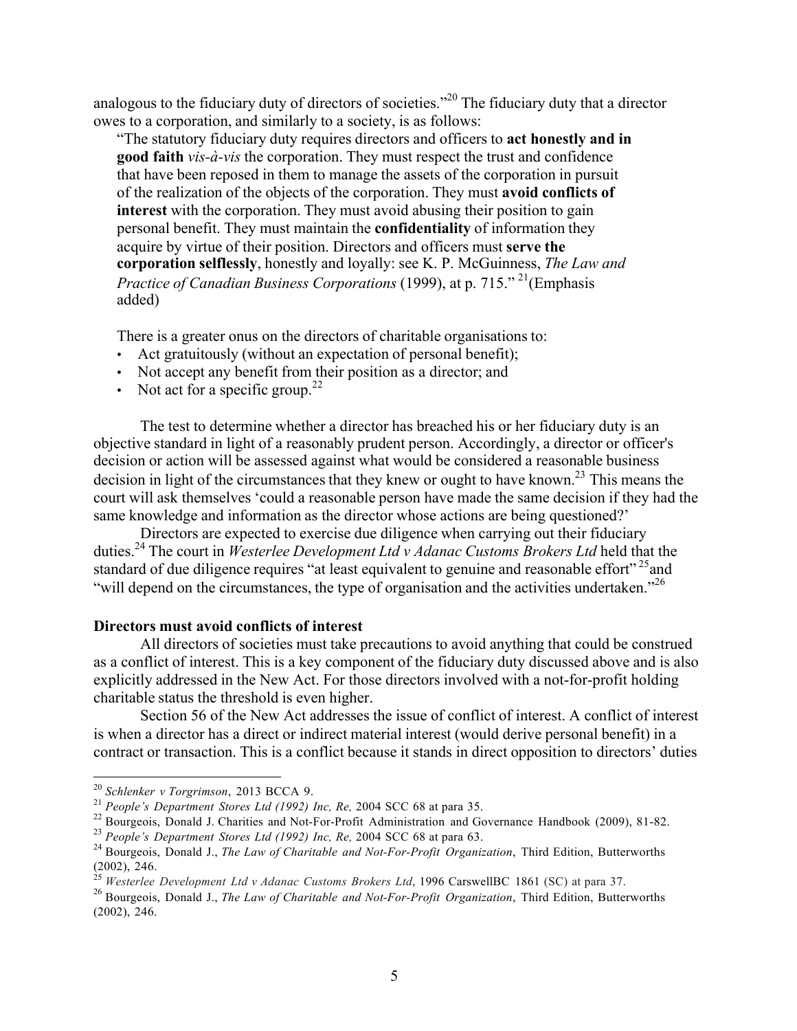analogous to the fiduciary duty of directors of societies."[20] The fiduciary duty that a director owes to a corporation, and similarly to a society, is as follows:

> "The statutory fiduciary duty requires directors and officers to **act honestly and in good faith** *vis-à-vis* the corporation. They must respect the trust and confidence that have been reposed in them to manage the assets of the corporation in pursuit of the realization of the objects of the corporation. They must **avoid conflicts of interest** with the corporation. They must avoid abusing their position to gain personal benefit. They must maintain the **confidentiality** of information they acquire by virtue of their position. Directors and officers must **serve the corporation selflessly**, honestly and loyally: see K. P. McGuinness, *The Law and Practice of Canadian Business Corporations* (1999), at p. 715." [21](Emphasis added)
>
> There is a greater onus on the directors of charitable organisations to:
>
> - Act gratuitously (without an expectation of personal benefit);
> - Not accept any benefit from their position as a director; and
> - Not act for a specific group.[22]

The test to determine whether a director has breached his or her fiduciary duty is an objective standard in light of a reasonably prudent person. Accordingly, a director or officer's decision or action will be assessed against what would be considered a reasonable business decision in light of the circumstances that they knew or ought to have known.[23] This means the court will ask themselves 'could a reasonable person have made the same decision if they had the same knowledge and information as the director whose actions are being questioned?'

Directors are expected to exercise due diligence when carrying out their fiduciary duties.[24] The court in *Westerlee Development Ltd v Adanac Customs Brokers Ltd* held that the standard of due diligence requires "at least equivalent to genuine and reasonable effort"[25] and "will depend on the circumstances, the type of organisation and the activities undertaken."[26]

**Directors must avoid conflicts of interest**

All directors of societies must take precautions to avoid anything that could be construed as a conflict of interest. This is a key component of the fiduciary duty discussed above and is also explicitly addressed in the New Act. For those directors involved with a not-for-profit holding charitable status the threshold is even higher.

Section 56 of the New Act addresses the issue of conflict of interest. A conflict of interest is when a director has a direct or indirect material interest (would derive personal benefit) in a contract or transaction. This is a conflict because it stands in direct opposition to directors' duties

---

[20] *Schlenker v Torgrimson*, 2013 BCCA 9.

[21] *People's Department Stores Ltd (1992) Inc, Re,* 2004 SCC 68 at para 35.

[22] Bourgeois, Donald J. Charities and Not-For-Profit Administration and Governance Handbook (2009), 81-82.

[23] *People's Department Stores Ltd (1992) Inc, Re,* 2004 SCC 68 at para 63.

[24] Bourgeois, Donald J., *The Law of Charitable and Not-For-Profit Organization*, Third Edition, Butterworths (2002), 246.

[25] *Westerlee Development Ltd v Adanac Customs Brokers Ltd*, 1996 CarswellBC 1861 (SC) at para 37.

[26] Bourgeois, Donald J., *The Law of Charitable and Not-For-Profit Organization*, Third Edition, Butterworths (2002), 246.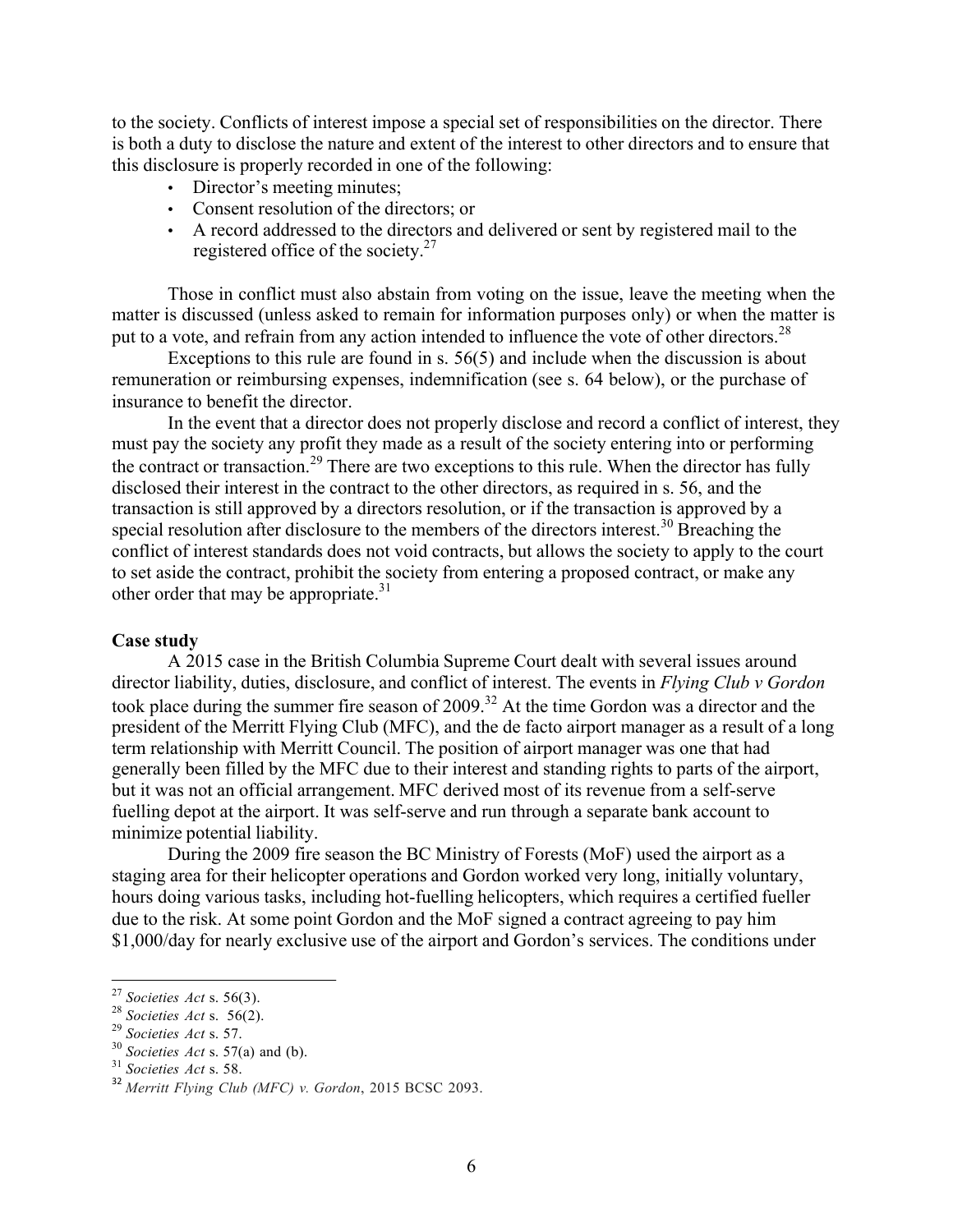to the society. Conflicts of interest impose a special set of responsibilities on the director. There is both a duty to disclose the nature and extent of the interest to other directors and to ensure that this disclosure is properly recorded in one of the following:

- Director's meeting minutes;
- Consent resolution of the directors; or
- A record addressed to the directors and delivered or sent by registered mail to the registered office of the society.[27]

Those in conflict must also abstain from voting on the issue, leave the meeting when the matter is discussed (unless asked to remain for information purposes only) or when the matter is put to a vote, and refrain from any action intended to influence the vote of other directors.[28]

Exceptions to this rule are found in s. 56(5) and include when the discussion is about remuneration or reimbursing expenses, indemnification (see s. 64 below), or the purchase of insurance to benefit the director.

In the event that a director does not properly disclose and record a conflict of interest, they must pay the society any profit they made as a result of the society entering into or performing the contract or transaction.[29] There are two exceptions to this rule. When the director has fully disclosed their interest in the contract to the other directors, as required in s. 56, and the transaction is still approved by a directors resolution, or if the transaction is approved by a special resolution after disclosure to the members of the directors interest.[30] Breaching the conflict of interest standards does not void contracts, but allows the society to apply to the court to set aside the contract, prohibit the society from entering a proposed contract, or make any other order that may be appropriate.[31]

**Case study**

A 2015 case in the British Columbia Supreme Court dealt with several issues around director liability, duties, disclosure, and conflict of interest. The events in *Flying Club v Gordon* took place during the summer fire season of 2009.[32] At the time Gordon was a director and the president of the Merritt Flying Club (MFC), and the de facto airport manager as a result of a long term relationship with Merritt Council. The position of airport manager was one that had generally been filled by the MFC due to their interest and standing rights to parts of the airport, but it was not an official arrangement. MFC derived most of its revenue from a self-serve fuelling depot at the airport. It was self-serve and run through a separate bank account to minimize potential liability.

During the 2009 fire season the BC Ministry of Forests (MoF) used the airport as a staging area for their helicopter operations and Gordon worked very long, initially voluntary, hours doing various tasks, including hot-fuelling helicopters, which requires a certified fueller due to the risk. At some point Gordon and the MoF signed a contract agreeing to pay him $1,000/day for nearly exclusive use of the airport and Gordon's services. The conditions under

---

[27] *Societies Act* s. 56(3).

[28] *Societies Act* s. 56(2).

[29] *Societies Act* s. 57.

[30] *Societies Act* s. 57(a) and (b).

[31] *Societies Act* s. 58.

[32] *Merritt Flying Club (MFC) v. Gordon*, 2015 BCSC 2093.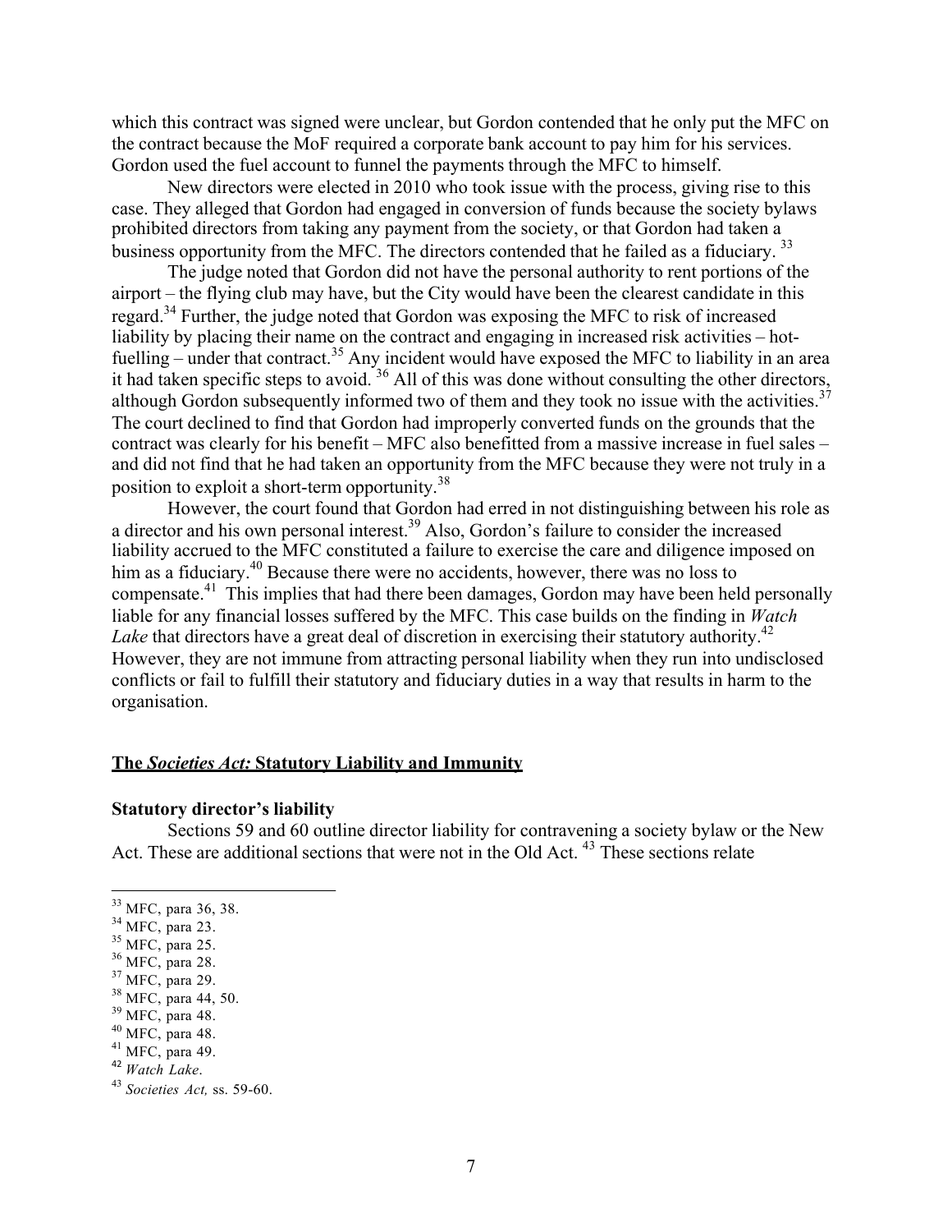which this contract was signed were unclear, but Gordon contended that he only put the MFC on the contract because the MoF required a corporate bank account to pay him for his services. Gordon used the fuel account to funnel the payments through the MFC to himself.

New directors were elected in 2010 who took issue with the process, giving rise to this case. They alleged that Gordon had engaged in conversion of funds because the society bylaws prohibited directors from taking any payment from the society, or that Gordon had taken a business opportunity from the MFC. The directors contended that he failed as a fiduciary. [33]

The judge noted that Gordon did not have the personal authority to rent portions of the airport – the flying club may have, but the City would have been the clearest candidate in this regard.[34] Further, the judge noted that Gordon was exposing the MFC to risk of increased liability by placing their name on the contract and engaging in increased risk activities – hot-fuelling – under that contract.[35] Any incident would have exposed the MFC to liability in an area it had taken specific steps to avoid. [36] All of this was done without consulting the other directors, although Gordon subsequently informed two of them and they took no issue with the activities.[37] The court declined to find that Gordon had improperly converted funds on the grounds that the contract was clearly for his benefit – MFC also benefitted from a massive increase in fuel sales – and did not find that he had taken an opportunity from the MFC because they were not truly in a position to exploit a short-term opportunity.[38]

However, the court found that Gordon had erred in not distinguishing between his role as a director and his own personal interest.[39] Also, Gordon's failure to consider the increased liability accrued to the MFC constituted a failure to exercise the care and diligence imposed on him as a fiduciary.[40] Because there were no accidents, however, there was no loss to compensate.[41] This implies that had there been damages, Gordon may have been held personally liable for any financial losses suffered by the MFC. This case builds on the finding in *Watch Lake* that directors have a great deal of discretion in exercising their statutory authority.[42] However, they are not immune from attracting personal liability when they run into undisclosed conflicts or fail to fulfill their statutory and fiduciary duties in a way that results in harm to the organisation.

## **The *Societies Act:* Statutory Liability and Immunity**

### **Statutory director's liability**

Sections 59 and 60 outline director liability for contravening a society bylaw or the New Act. These are additional sections that were not in the Old Act. [43] These sections relate

---

[33] MFC, para 36, 38.
[34] MFC, para 23.
[35] MFC, para 25.
[36] MFC, para 28.
[37] MFC, para 29.
[38] MFC, para 44, 50.
[39] MFC, para 48.
[40] MFC, para 48.
[41] MFC, para 49.
[42] *Watch Lake*.
[43] *Societies Act,* ss. 59-60.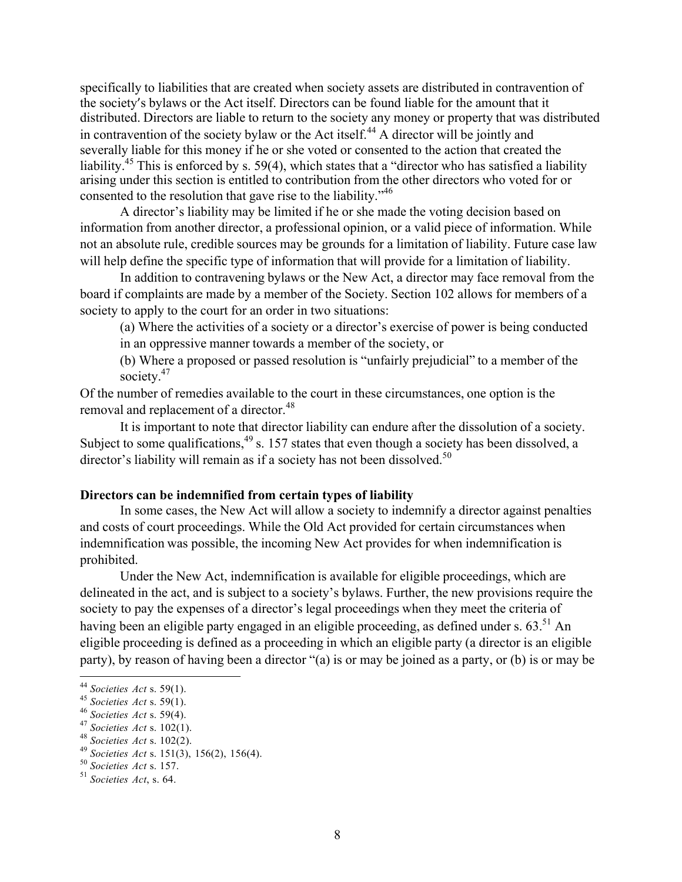specifically to liabilities that are created when society assets are distributed in contravention of the society′s bylaws or the Act itself. Directors can be found liable for the amount that it distributed. Directors are liable to return to the society any money or property that was distributed in contravention of the society bylaw or the Act itself.[44] A director will be jointly and severally liable for this money if he or she voted or consented to the action that created the liability.[45] This is enforced by s. 59(4), which states that a "director who has satisfied a liability arising under this section is entitled to contribution from the other directors who voted for or consented to the resolution that gave rise to the liability."[46]

A director's liability may be limited if he or she made the voting decision based on information from another director, a professional opinion, or a valid piece of information. While not an absolute rule, credible sources may be grounds for a limitation of liability. Future case law will help define the specific type of information that will provide for a limitation of liability.

In addition to contravening bylaws or the New Act, a director may face removal from the board if complaints are made by a member of the Society. Section 102 allows for members of a society to apply to the court for an order in two situations:

(a) Where the activities of a society or a director's exercise of power is being conducted in an oppressive manner towards a member of the society, or

(b) Where a proposed or passed resolution is "unfairly prejudicial" to a member of the society.[47]

Of the number of remedies available to the court in these circumstances, one option is the removal and replacement of a director.[48]

It is important to note that director liability can endure after the dissolution of a society. Subject to some qualifications,[49] s. 157 states that even though a society has been dissolved, a director's liability will remain as if a society has not been dissolved.[50]

**Directors can be indemnified from certain types of liability**

In some cases, the New Act will allow a society to indemnify a director against penalties and costs of court proceedings. While the Old Act provided for certain circumstances when indemnification was possible, the incoming New Act provides for when indemnification is prohibited.

Under the New Act, indemnification is available for eligible proceedings, which are delineated in the act, and is subject to a society's bylaws. Further, the new provisions require the society to pay the expenses of a director's legal proceedings when they meet the criteria of having been an eligible party engaged in an eligible proceeding, as defined under s. 63.[51] An eligible proceeding is defined as a proceeding in which an eligible party (a director is an eligible party), by reason of having been a director "(a) is or may be joined as a party, or (b) is or may be

---

[44] *Societies Act* s. 59(1).
[45] *Societies Act* s. 59(1).
[46] *Societies Act* s. 59(4).
[47] *Societies Act* s. 102(1).
[48] *Societies Act* s. 102(2).
[49] *Societies Act* s. 151(3), 156(2), 156(4).
[50] *Societies Act* s. 157.
[51] *Societies Act*, s. 64.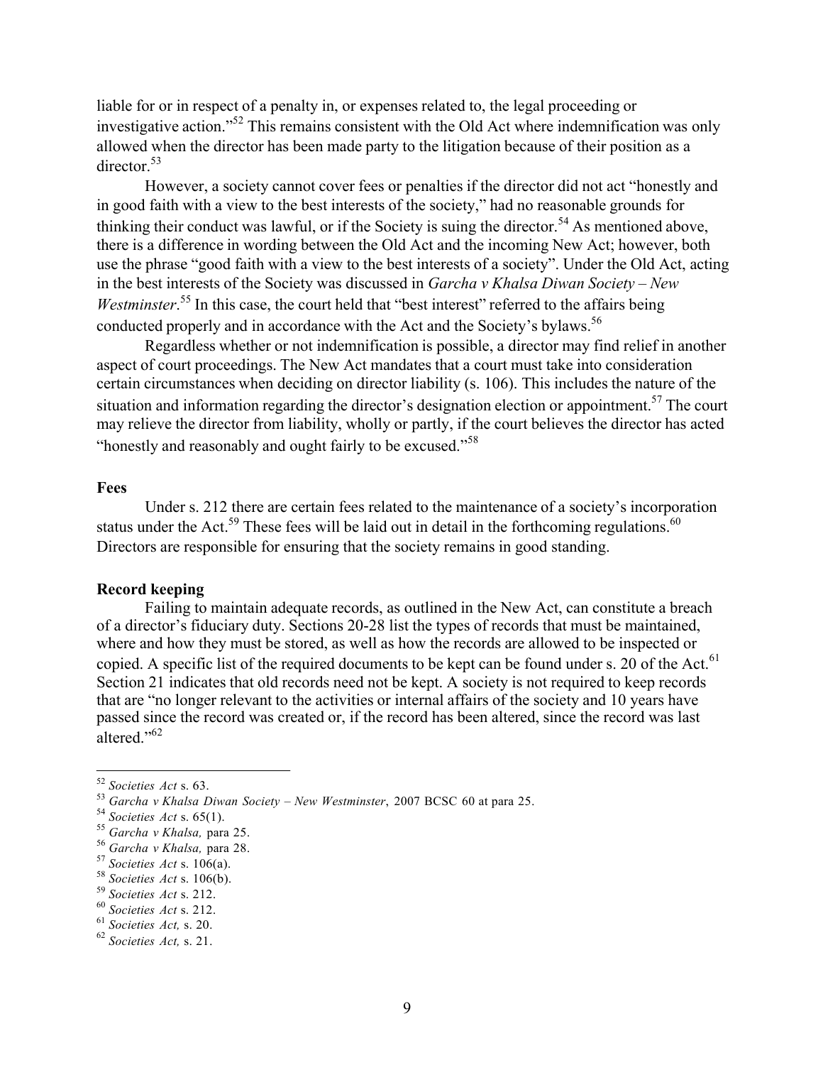liable for or in respect of a penalty in, or expenses related to, the legal proceeding or investigative action."[52] This remains consistent with the Old Act where indemnification was only allowed when the director has been made party to the litigation because of their position as a director.[53]

However, a society cannot cover fees or penalties if the director did not act "honestly and in good faith with a view to the best interests of the society," had no reasonable grounds for thinking their conduct was lawful, or if the Society is suing the director.[54] As mentioned above, there is a difference in wording between the Old Act and the incoming New Act; however, both use the phrase "good faith with a view to the best interests of a society". Under the Old Act, acting in the best interests of the Society was discussed in *Garcha v Khalsa Diwan Society – New Westminster*.[55] In this case, the court held that "best interest" referred to the affairs being conducted properly and in accordance with the Act and the Society's bylaws.[56]

Regardless whether or not indemnification is possible, a director may find relief in another aspect of court proceedings. The New Act mandates that a court must take into consideration certain circumstances when deciding on director liability (s. 106). This includes the nature of the situation and information regarding the director's designation election or appointment.[57] The court may relieve the director from liability, wholly or partly, if the court believes the director has acted "honestly and reasonably and ought fairly to be excused."[58]

**Fees**

Under s. 212 there are certain fees related to the maintenance of a society's incorporation status under the Act.[59] These fees will be laid out in detail in the forthcoming regulations.[60] Directors are responsible for ensuring that the society remains in good standing.

**Record keeping**

Failing to maintain adequate records, as outlined in the New Act, can constitute a breach of a director's fiduciary duty. Sections 20-28 list the types of records that must be maintained, where and how they must be stored, as well as how the records are allowed to be inspected or copied. A specific list of the required documents to be kept can be found under s. 20 of the Act.[61] Section 21 indicates that old records need not be kept. A society is not required to keep records that are "no longer relevant to the activities or internal affairs of the society and 10 years have passed since the record was created or, if the record has been altered, since the record was last altered."[62]

---

[52] *Societies Act* s. 63.
[53] *Garcha v Khalsa Diwan Society – New Westminster*, 2007 BCSC 60 at para 25.
[54] *Societies Act* s. 65(1).
[55] *Garcha v Khalsa,* para 25.
[56] *Garcha v Khalsa,* para 28.
[57] *Societies Act* s. 106(a).
[58] *Societies Act* s. 106(b).
[59] *Societies Act* s. 212.
[60] *Societies Act* s. 212.
[61] *Societies Act,* s. 20.
[62] *Societies Act,* s. 21.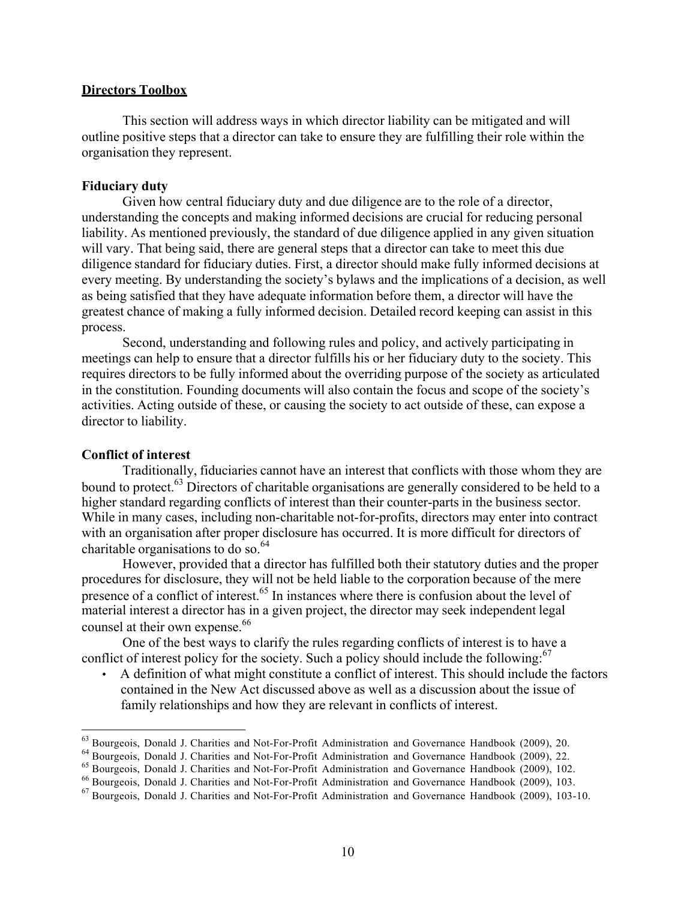## Directors Toolbox

This section will address ways in which director liability can be mitigated and will outline positive steps that a director can take to ensure they are fulfilling their role within the organisation they represent.

### Fiduciary duty

Given how central fiduciary duty and due diligence are to the role of a director, understanding the concepts and making informed decisions are crucial for reducing personal liability. As mentioned previously, the standard of due diligence applied in any given situation will vary. That being said, there are general steps that a director can take to meet this due diligence standard for fiduciary duties. First, a director should make fully informed decisions at every meeting. By understanding the society's bylaws and the implications of a decision, as well as being satisfied that they have adequate information before them, a director will have the greatest chance of making a fully informed decision. Detailed record keeping can assist in this process.

Second, understanding and following rules and policy, and actively participating in meetings can help to ensure that a director fulfills his or her fiduciary duty to the society. This requires directors to be fully informed about the overriding purpose of the society as articulated in the constitution. Founding documents will also contain the focus and scope of the society's activities. Acting outside of these, or causing the society to act outside of these, can expose a director to liability.

### Conflict of interest

Traditionally, fiduciaries cannot have an interest that conflicts with those whom they are bound to protect.[63] Directors of charitable organisations are generally considered to be held to a higher standard regarding conflicts of interest than their counter-parts in the business sector. While in many cases, including non-charitable not-for-profits, directors may enter into contract with an organisation after proper disclosure has occurred. It is more difficult for directors of charitable organisations to do so.[64]

However, provided that a director has fulfilled both their statutory duties and the proper procedures for disclosure, they will not be held liable to the corporation because of the mere presence of a conflict of interest.[65] In instances where there is confusion about the level of material interest a director has in a given project, the director may seek independent legal counsel at their own expense.[66]

One of the best ways to clarify the rules regarding conflicts of interest is to have a conflict of interest policy for the society. Such a policy should include the following:[67]

- A definition of what might constitute a conflict of interest. This should include the factors contained in the New Act discussed above as well as a discussion about the issue of family relationships and how they are relevant in conflicts of interest.

---

[63] Bourgeois, Donald J. Charities and Not-For-Profit Administration and Governance Handbook (2009), 20.
[64] Bourgeois, Donald J. Charities and Not-For-Profit Administration and Governance Handbook (2009), 22.
[65] Bourgeois, Donald J. Charities and Not-For-Profit Administration and Governance Handbook (2009), 102.
[66] Bourgeois, Donald J. Charities and Not-For-Profit Administration and Governance Handbook (2009), 103.
[67] Bourgeois, Donald J. Charities and Not-For-Profit Administration and Governance Handbook (2009), 103-10.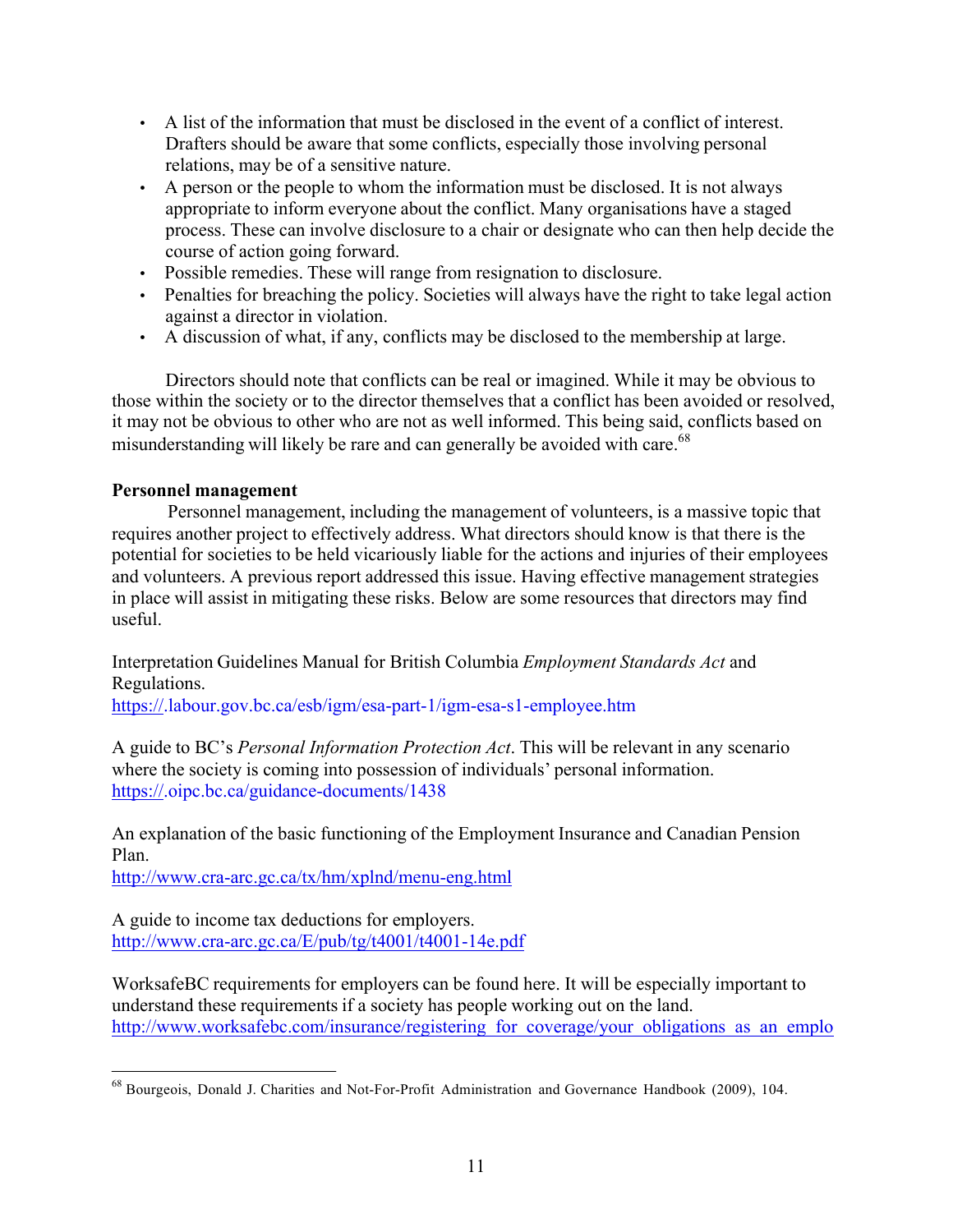- A list of the information that must be disclosed in the event of a conflict of interest. Drafters should be aware that some conflicts, especially those involving personal relations, may be of a sensitive nature.
- A person or the people to whom the information must be disclosed. It is not always appropriate to inform everyone about the conflict. Many organisations have a staged process. These can involve disclosure to a chair or designate who can then help decide the course of action going forward.
- Possible remedies. These will range from resignation to disclosure.
- Penalties for breaching the policy. Societies will always have the right to take legal action against a director in violation.
- A discussion of what, if any, conflicts may be disclosed to the membership at large.

Directors should note that conflicts can be real or imagined. While it may be obvious to those within the society or to the director themselves that a conflict has been avoided or resolved, it may not be obvious to other who are not as well informed. This being said, conflicts based on misunderstanding will likely be rare and can generally be avoided with care.[68]

**Personnel management**

Personnel management, including the management of volunteers, is a massive topic that requires another project to effectively address. What directors should know is that there is the potential for societies to be held vicariously liable for the actions and injuries of their employees and volunteers. A previous report addressed this issue. Having effective management strategies in place will assist in mitigating these risks. Below are some resources that directors may find useful.

Interpretation Guidelines Manual for British Columbia *Employment Standards Act* and Regulations.
https://.labour.gov.bc.ca/esb/igm/esa-part-1/igm-esa-s1-employee.htm

A guide to BC's *Personal Information Protection Act*. This will be relevant in any scenario where the society is coming into possession of individuals' personal information.
https://.oipc.bc.ca/guidance-documents/1438

An explanation of the basic functioning of the Employment Insurance and Canadian Pension Plan.
http://www.cra-arc.gc.ca/tx/hm/xplnd/menu-eng.html

A guide to income tax deductions for employers.
http://www.cra-arc.gc.ca/E/pub/tg/t4001/t4001-14e.pdf

WorksafeBC requirements for employers can be found here. It will be especially important to understand these requirements if a society has people working out on the land.
http://www.worksafebc.com/insurance/registering_for_coverage/your_obligations_as_an_emplo

---

[68] Bourgeois, Donald J. Charities and Not-For-Profit Administration and Governance Handbook (2009), 104.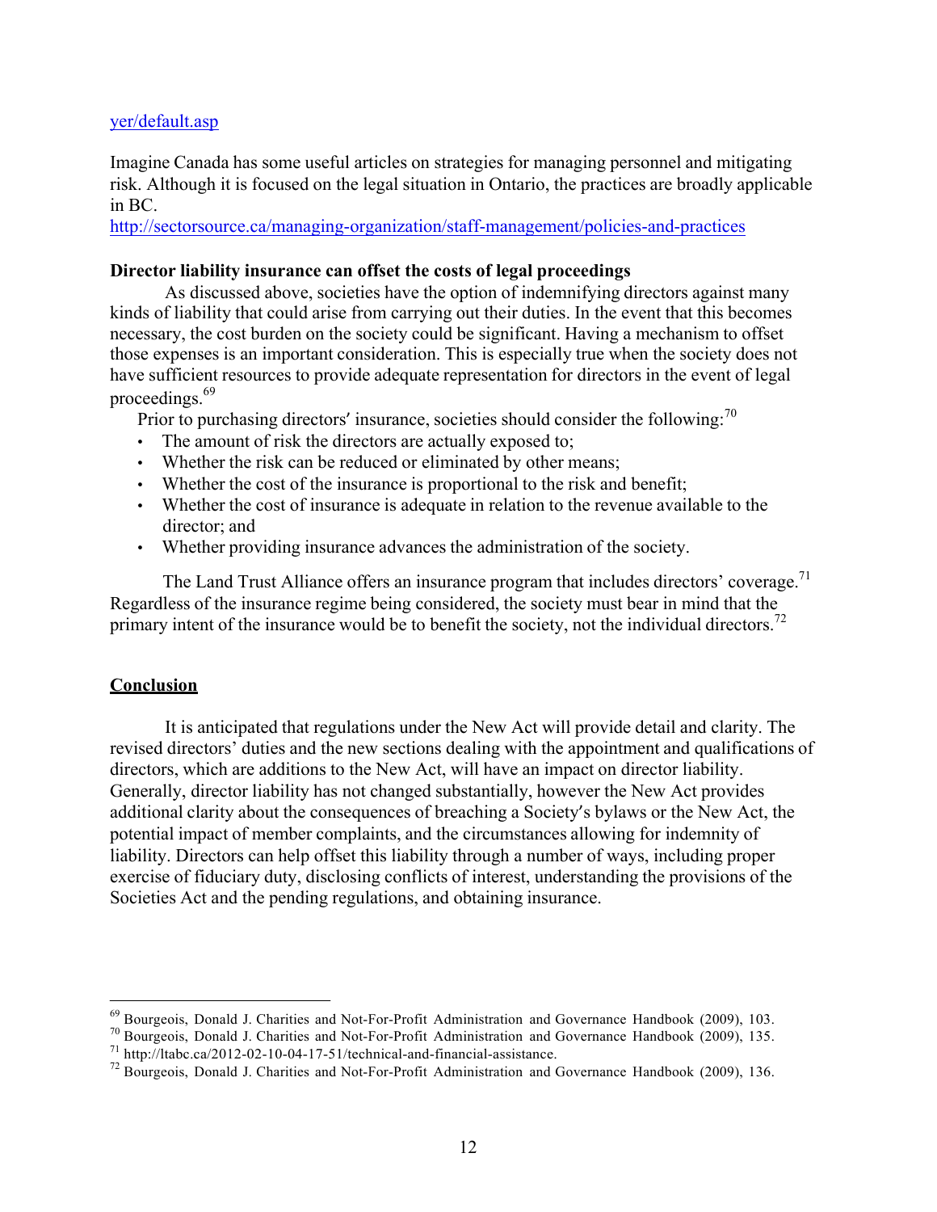yer/default.asp

Imagine Canada has some useful articles on strategies for managing personnel and mitigating risk. Although it is focused on the legal situation in Ontario, the practices are broadly applicable in BC.
http://sectorsource.ca/managing-organization/staff-management/policies-and-practices

**Director liability insurance can offset the costs of legal proceedings**

As discussed above, societies have the option of indemnifying directors against many kinds of liability that could arise from carrying out their duties. In the event that this becomes necessary, the cost burden on the society could be significant. Having a mechanism to offset those expenses is an important consideration. This is especially true when the society does not have sufficient resources to provide adequate representation for directors in the event of legal proceedings.[69]

Prior to purchasing directors' insurance, societies should consider the following:[70]

- The amount of risk the directors are actually exposed to;
- Whether the risk can be reduced or eliminated by other means;
- Whether the cost of the insurance is proportional to the risk and benefit;
- Whether the cost of insurance is adequate in relation to the revenue available to the director; and
- Whether providing insurance advances the administration of the society.

The Land Trust Alliance offers an insurance program that includes directors' coverage.[71] Regardless of the insurance regime being considered, the society must bear in mind that the primary intent of the insurance would be to benefit the society, not the individual directors.[72]

## Conclusion

It is anticipated that regulations under the New Act will provide detail and clarity. The revised directors' duties and the new sections dealing with the appointment and qualifications of directors, which are additions to the New Act, will have an impact on director liability. Generally, director liability has not changed substantially, however the New Act provides additional clarity about the consequences of breaching a Society's bylaws or the New Act, the potential impact of member complaints, and the circumstances allowing for indemnity of liability. Directors can help offset this liability through a number of ways, including proper exercise of fiduciary duty, disclosing conflicts of interest, understanding the provisions of the Societies Act and the pending regulations, and obtaining insurance.

---

[69] Bourgeois, Donald J. Charities and Not-For-Profit Administration and Governance Handbook (2009), 103.
[70] Bourgeois, Donald J. Charities and Not-For-Profit Administration and Governance Handbook (2009), 135.
[71] http://ltabc.ca/2012-02-10-04-17-51/technical-and-financial-assistance.
[72] Bourgeois, Donald J. Charities and Not-For-Profit Administration and Governance Handbook (2009), 136.